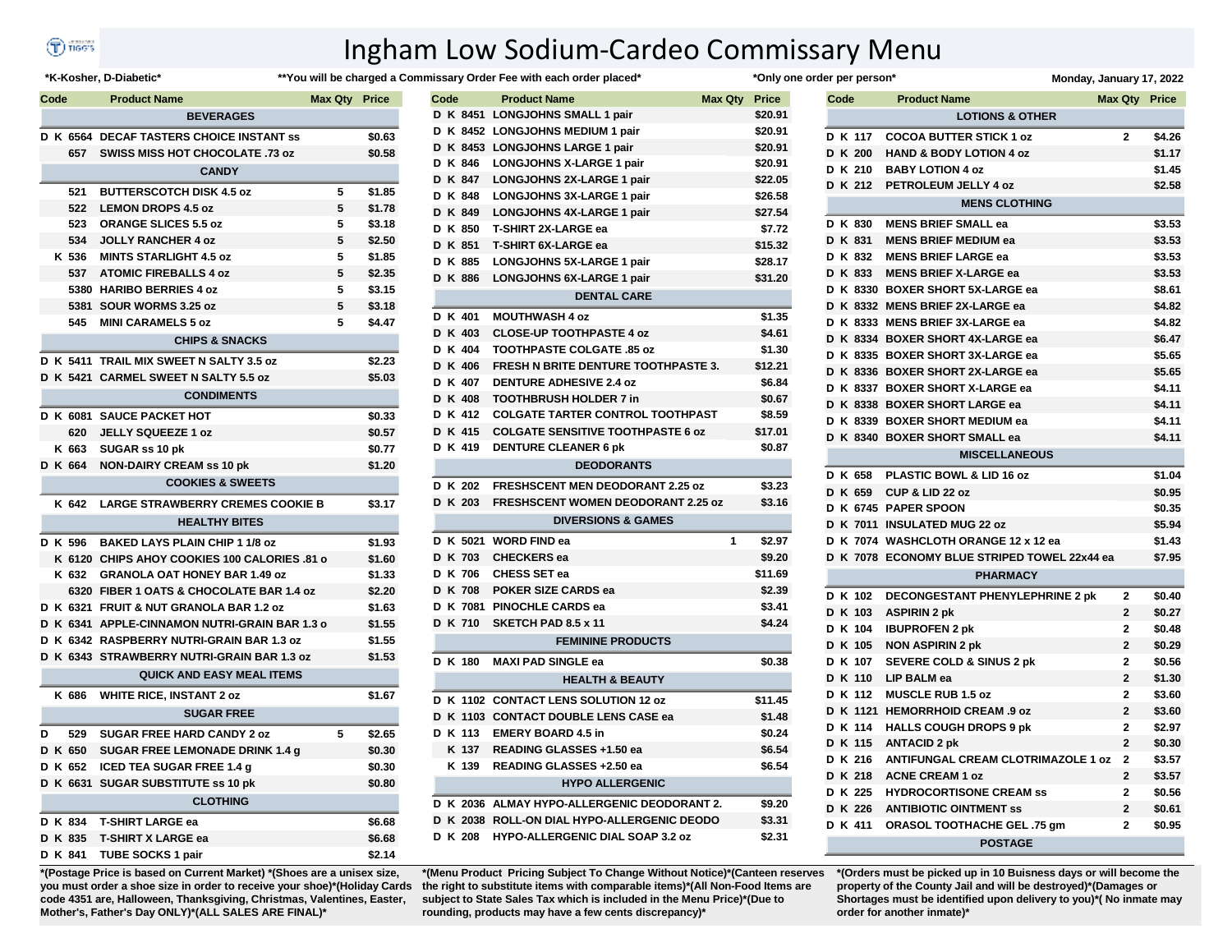# Ingham Low Sodium-Cardeo Commissary Menu

*K-Kosher, D-Diabetic* **You will be charged a Commissary Order Fee with each order placed* *Only one order per person* Monday, January 17, 2022

| Code | Product Name | Max Qty | Price |
|---|---|---|---|
| | **BEVERAGES** | | |
| D K 6564 | DECAF TASTERS CHOICE INSTANT ss | | $0.63 |
| 657 | SWISS MISS HOT CHOCOLATE .73 oz | | $0.58 |
| | **CANDY** | | |
| 521 | BUTTERSCOTCH DISK 4.5 oz | 5 | $1.85 |
| 522 | LEMON DROPS 4.5 oz | 5 | $1.78 |
| 523 | ORANGE SLICES 5.5 oz | 5 | $3.18 |
| 534 | JOLLY RANCHER 4 oz | 5 | $2.50 |
| K 536 | MINTS STARLIGHT 4.5 oz | 5 | $1.85 |
| 537 | ATOMIC FIREBALLS 4 oz | 5 | $2.35 |
| 5380 | HARIBO BERRIES 4 oz | 5 | $3.15 |
| 5381 | SOUR WORMS 3.25 oz | 5 | $3.18 |
| 545 | MINI CARAMELS 5 oz | 5 | $4.47 |
| | **CHIPS & SNACKS** | | |
| D K 5411 | TRAIL MIX SWEET N SALTY 3.5 oz | | $2.23 |
| D K 5421 | CARMEL SWEET N SALTY 5.5 oz | | $5.03 |
| | **CONDIMENTS** | | |
| D K 6081 | SAUCE PACKET HOT | | $0.33 |
| 620 | JELLY SQUEEZE 1 oz | | $0.57 |
| K 663 | SUGAR ss 10 pk | | $0.77 |
| D K 664 | NON-DAIRY CREAM ss 10 pk | | $1.20 |
| | **COOKIES & SWEETS** | | |
| K 642 | LARGE STRAWBERRY CREMES COOKIE B | | $3.17 |
| | **HEALTHY BITES** | | |
| D K 596 | BAKED LAYS PLAIN CHIP 1 1/8 oz | | $1.93 |
| K 6120 | CHIPS AHOY COOKIES 100 CALORIES .81 o | | $1.60 |
| K 632 | GRANOLA OAT HONEY BAR 1.49 oz | | $1.33 |
| 6320 | FIBER 1 OATS & CHOCOLATE BAR 1.4 oz | | $2.20 |
| D K 6321 | FRUIT & NUT GRANOLA BAR 1.2 oz | | $1.63 |
| D K 6341 | APPLE-CINNAMON NUTRI-GRAIN BAR 1.3 o | | $1.55 |
| D K 6342 | RASPBERRY NUTRI-GRAIN BAR 1.3 oz | | $1.55 |
| D K 6343 | STRAWBERRY NUTRI-GRAIN BAR 1.3 oz | | $1.53 |
| | **QUICK AND EASY MEAL ITEMS** | | |
| K 686 | WHITE RICE, INSTANT 2 oz | | $1.67 |
| | **SUGAR FREE** | | |
| D 529 | SUGAR FREE HARD CANDY 2 oz | 5 | $2.65 |
| D K 650 | SUGAR FREE LEMONADE DRINK 1.4 g | | $0.30 |
| D K 652 | ICED TEA SUGAR FREE 1.4 g | | $0.30 |
| D K 6631 | SUGAR SUBSTITUTE ss 10 pk | | $0.80 |
| | **CLOTHING** | | |
| D K 834 | T-SHIRT LARGE ea | | $6.68 |
| D K 835 | T-SHIRT X LARGE ea | | $6.68 |
| D K 841 | TUBE SOCKS 1 pair | | $2.14 |
| D K 8451 | LONGJOHNS SMALL 1 pair | | $20.91 |
| D K 8452 | LONGJOHNS MEDIUM 1 pair | | $20.91 |
| D K 8453 | LONGJOHNS LARGE 1 pair | | $20.91 |
| D K 846 | LONGJOHNS X-LARGE 1 pair | | $20.91 |
| D K 847 | LONGJOHNS 2X-LARGE 1 pair | | $22.05 |
| D K 848 | LONGJOHNS 3X-LARGE 1 pair | | $26.58 |
| D K 849 | LONGJOHNS 4X-LARGE 1 pair | | $27.54 |
| D K 850 | T-SHIRT 2X-LARGE ea | | $7.72 |
| D K 851 | T-SHIRT 6X-LARGE ea | | $15.32 |
| D K 885 | LONGJOHNS 5X-LARGE 1 pair | | $28.17 |
| D K 886 | LONGJOHNS 6X-LARGE 1 pair | | $31.20 |
| | **DENTAL CARE** | | |
| D K 401 | MOUTHWASH 4 oz | | $1.35 |
| D K 403 | CLOSE-UP TOOTHPASTE 4 oz | | $4.61 |
| D K 404 | TOOTHPASTE COLGATE .85 oz | | $1.30 |
| D K 406 | FRESH N BRITE DENTURE TOOTHPASTE 3. | | $12.21 |
| D K 407 | DENTURE ADHESIVE 2.4 oz | | $6.84 |
| D K 408 | TOOTHBRUSH HOLDER 7 in | | $0.67 |
| D K 412 | COLGATE TARTER CONTROL TOOTHPAST | | $8.59 |
| D K 415 | COLGATE SENSITIVE TOOTHPASTE 6 oz | | $17.01 |
| D K 419 | DENTURE CLEANER 6 pk | | $0.87 |
| | **DEODORANTS** | | |
| D K 202 | FRESHSCENT MEN DEODORANT 2.25 oz | | $3.23 |
| D K 203 | FRESHSCENT WOMEN DEODORANT 2.25 oz | | $3.16 |
| | **DIVERSIONS & GAMES** | | |
| D K 5021 | WORD FIND ea | 1 | $2.97 |
| D K 703 | CHECKERS ea | | $9.20 |
| D K 706 | CHESS SET ea | | $11.69 |
| D K 708 | POKER SIZE CARDS ea | | $2.39 |
| D K 7081 | PINOCHLE CARDS ea | | $3.41 |
| D K 710 | SKETCH PAD 8.5 x 11 | | $4.24 |
| | **FEMININE PRODUCTS** | | |
| D K 180 | MAXI PAD SINGLE ea | | $0.38 |
| | **HEALTH & BEAUTY** | | |
| D K 1102 | CONTACT LENS SOLUTION 12 oz | | $11.45 |
| D K 1103 | CONTACT DOUBLE LENS CASE ea | | $1.48 |
| D K 113 | EMERY BOARD 4.5 in | | $0.24 |
| K 137 | READING GLASSES +1.50 ea | | $6.54 |
| K 139 | READING GLASSES +2.50 ea | | $6.54 |
| | **HYPO ALLERGENIC** | | |
| D K 2036 | ALMAY HYPO-ALLERGENIC DEODORANT 2. | | $9.20 |
| D K 2038 | ROLL-ON DIAL HYPO-ALLERGENIC DEODO | | $3.31 |
| D K 208 | HYPO-ALLERGENIC DIAL SOAP 3.2 oz | | $2.31 |
| | **LOTIONS & OTHER** | | |
| D K 117 | COCOA BUTTER STICK 1 oz | 2 | $4.26 |
| D K 200 | HAND & BODY LOTION 4 oz | | $1.17 |
| D K 210 | BABY LOTION 4 oz | | $1.45 |
| D K 212 | PETROLEUM JELLY 4 oz | | $2.58 |
| | **MENS CLOTHING** | | |
| D K 830 | MENS BRIEF SMALL ea | | $3.53 |
| D K 831 | MENS BRIEF MEDIUM ea | | $3.53 |
| D K 832 | MENS BRIEF LARGE ea | | $3.53 |
| D K 833 | MENS BRIEF X-LARGE ea | | $3.53 |
| D K 8330 | BOXER SHORT 5X-LARGE ea | | $8.61 |
| D K 8332 | MENS BRIEF 2X-LARGE ea | | $4.82 |
| D K 8333 | MENS BRIEF 3X-LARGE ea | | $4.82 |
| D K 8334 | BOXER SHORT 4X-LARGE ea | | $6.47 |
| D K 8335 | BOXER SHORT 3X-LARGE ea | | $5.65 |
| D K 8336 | BOXER SHORT 2X-LARGE ea | | $5.65 |
| D K 8337 | BOXER SHORT X-LARGE ea | | $4.11 |
| D K 8338 | BOXER SHORT LARGE ea | | $4.11 |
| D K 8339 | BOXER SHORT MEDIUM ea | | $4.11 |
| D K 8340 | BOXER SHORT SMALL ea | | $4.11 |
| | **MISCELLANEOUS** | | |
| D K 658 | PLASTIC BOWL & LID 16 oz | | $1.04 |
| D K 659 | CUP & LID 22 oz | | $0.95 |
| D K 6745 | PAPER SPOON | | $0.35 |
| D K 7011 | INSULATED MUG 22 oz | | $5.94 |
| D K 7074 | WASHCLOTH ORANGE 12 x 12 ea | | $1.43 |
| D K 7078 | ECONOMY BLUE STRIPED TOWEL 22x44 ea | | $7.95 |
| | **PHARMACY** | | |
| D K 102 | DECONGESTANT PHENYLEPHRINE 2 pk | 2 | $0.40 |
| D K 103 | ASPIRIN 2 pk | 2 | $0.27 |
| D K 104 | IBUPROFEN 2 pk | 2 | $0.48 |
| D K 105 | NON ASPIRIN 2 pk | 2 | $0.29 |
| D K 107 | SEVERE COLD & SINUS 2 pk | 2 | $0.56 |
| D K 110 | LIP BALM ea | 2 | $1.30 |
| D K 112 | MUSCLE RUB 1.5 oz | 2 | $3.60 |
| D K 1121 | HEMORRHOID CREAM .9 oz | 2 | $3.60 |
| D K 114 | HALLS COUGH DROPS 9 pk | 2 | $2.97 |
| D K 115 | ANTACID 2 pk | 2 | $0.30 |
| D K 216 | ANTIFUNGAL CREAM CLOTRIMAZOLE 1 oz | 2 | $3.57 |
| D K 218 | ACNE CREAM 1 oz | 2 | $3.57 |
| D K 225 | HYDROCORTISONE CREAM ss | 2 | $0.56 |
| D K 226 | ANTIBIOTIC OINTMENT ss | 2 | $0.61 |
| D K 411 | ORASOL TOOTHACHE GEL .75 gm | 2 | $0.95 |
| | **POSTAGE** | | |

*(Postage Price is based on Current Market) *(Shoes are a unisex size, you must order a shoe size in order to receive your shoe)*(Holiday Cards code 4351 are, Halloween, Thanksgiving, Christmas, Valentines, Easter, Mother's, Father's Day ONLY)*(ALL SALES ARE FINAL)*

*(Menu Product Pricing Subject To Change Without Notice)*(Canteen reserves the right to substitute items with comparable items)*(All Non-Food Items are subject to State Sales Tax which is included in the Menu Price)*(Due to rounding, products may have a few cents discrepancy)*

*(Orders must be picked up in 10 Buisness days or will become the property of the County Jail and will be destroyed)*(Damages or Shortages must be identified upon delivery to you)*( No inmate may order for another inmate)*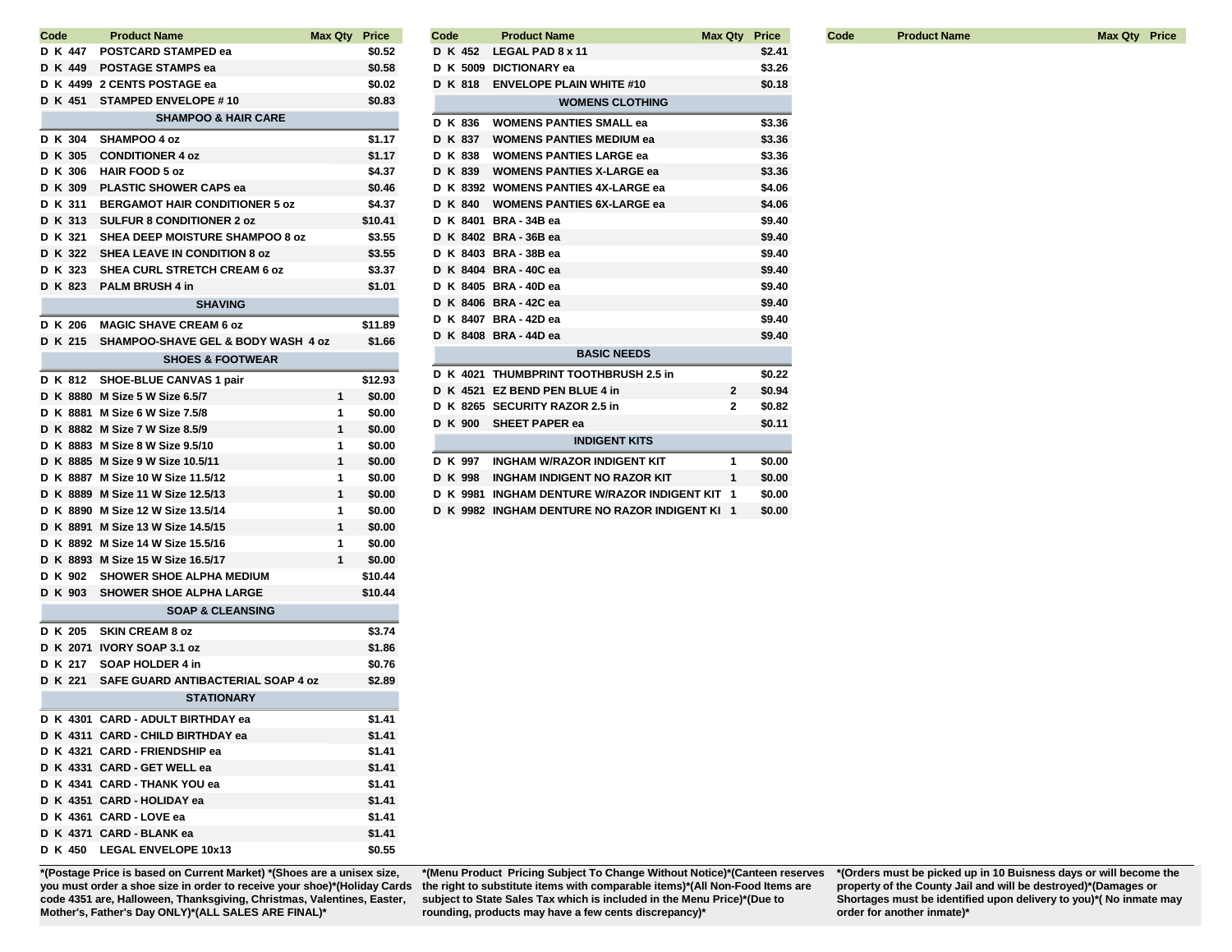| Code | Product Name | Max Qty | Price |
|---|---|---|---|
| D K 447 | POSTCARD STAMPED ea | | $0.52 |
| D K 449 | POSTAGE STAMPS ea | | $0.58 |
| D K 4499 | 2 CENTS POSTAGE ea | | $0.02 |
| D K 451 | STAMPED ENVELOPE # 10 | | $0.83 |
| | **SHAMPOO & HAIR CARE** | | |
| D K 304 | SHAMPOO 4 oz | | $1.17 |
| D K 305 | CONDITIONER 4 oz | | $1.17 |
| D K 306 | HAIR FOOD 5 oz | | $4.37 |
| D K 309 | PLASTIC SHOWER CAPS ea | | $0.46 |
| D K 311 | BERGAMOT HAIR CONDITIONER 5 oz | | $4.37 |
| D K 313 | SULFUR 8 CONDITIONER 2 oz | | $10.41 |
| D K 321 | SHEA DEEP MOISTURE SHAMPOO 8 oz | | $3.55 |
| D K 322 | SHEA LEAVE IN CONDITION 8 oz | | $3.55 |
| D K 323 | SHEA CURL STRETCH CREAM 6 oz | | $3.37 |
| D K 823 | PALM BRUSH 4 in | | $1.01 |
| | **SHAVING** | | |
| D K 206 | MAGIC SHAVE CREAM 6 oz | | $11.89 |
| D K 215 | SHAMPOO-SHAVE GEL & BODY WASH 4 oz | | $1.66 |
| | **SHOES & FOOTWEAR** | | |
| D K 812 | SHOE-BLUE CANVAS 1 pair | | $12.93 |
| D K 8880 | M Size 5 W Size 6.5/7 | 1 | $0.00 |
| D K 8881 | M Size 6 W Size 7.5/8 | 1 | $0.00 |
| D K 8882 | M Size 7 W Size 8.5/9 | 1 | $0.00 |
| D K 8883 | M Size 8 W Size 9.5/10 | 1 | $0.00 |
| D K 8885 | M Size 9 W Size 10.5/11 | 1 | $0.00 |
| D K 8887 | M Size 10 W Size 11.5/12 | 1 | $0.00 |
| D K 8889 | M Size 11 W Size 12.5/13 | 1 | $0.00 |
| D K 8890 | M Size 12 W Size 13.5/14 | 1 | $0.00 |
| D K 8891 | M Size 13 W Size 14.5/15 | 1 | $0.00 |
| D K 8892 | M Size 14 W Size 15.5/16 | 1 | $0.00 |
| D K 8893 | M Size 15 W Size 16.5/17 | 1 | $0.00 |
| D K 902 | SHOWER SHOE ALPHA MEDIUM | | $10.44 |
| D K 903 | SHOWER SHOE ALPHA LARGE | | $10.44 |
| | **SOAP & CLEANSING** | | |
| D K 205 | SKIN CREAM 8 oz | | $3.74 |
| D K 2071 | IVORY SOAP 3.1 oz | | $1.86 |
| D K 217 | SOAP HOLDER 4 in | | $0.76 |
| D K 221 | SAFE GUARD ANTIBACTERIAL SOAP 4 oz | | $2.89 |
| | **STATIONARY** | | |
| D K 4301 | CARD - ADULT BIRTHDAY ea | | $1.41 |
| D K 4311 | CARD - CHILD BIRTHDAY ea | | $1.41 |
| D K 4321 | CARD - FRIENDSHIP ea | | $1.41 |
| D K 4331 | CARD - GET WELL ea | | $1.41 |
| D K 4341 | CARD - THANK YOU ea | | $1.41 |
| D K 4351 | CARD - HOLIDAY ea | | $1.41 |
| D K 4361 | CARD - LOVE ea | | $1.41 |
| D K 4371 | CARD - BLANK ea | | $1.41 |
| D K 450 | LEGAL ENVELOPE 10x13 | | $0.55 |

| Code | Product Name | Max Qty | Price |
|---|---|---|---|
| D K 452 | LEGAL PAD 8 x 11 | | $2.41 |
| D K 5009 | DICTIONARY ea | | $3.26 |
| D K 818 | ENVELOPE PLAIN WHITE #10 | | $0.18 |
| | **WOMENS CLOTHING** | | |
| D K 836 | WOMENS PANTIES SMALL ea | | $3.36 |
| D K 837 | WOMENS PANTIES MEDIUM ea | | $3.36 |
| D K 838 | WOMENS PANTIES LARGE ea | | $3.36 |
| D K 839 | WOMENS PANTIES X-LARGE ea | | $3.36 |
| D K 8392 | WOMENS PANTIES 4X-LARGE ea | | $4.06 |
| D K 840 | WOMENS PANTIES 6X-LARGE ea | | $4.06 |
| D K 8401 | BRA - 34B ea | | $9.40 |
| D K 8402 | BRA - 36B ea | | $9.40 |
| D K 8403 | BRA - 38B ea | | $9.40 |
| D K 8404 | BRA - 40C ea | | $9.40 |
| D K 8405 | BRA - 40D ea | | $9.40 |
| D K 8406 | BRA - 42C ea | | $9.40 |
| D K 8407 | BRA - 42D ea | | $9.40 |
| D K 8408 | BRA - 44D ea | | $9.40 |
| | **BASIC NEEDS** | | |
| D K 4021 | THUMBPRINT TOOTHBRUSH 2.5 in | | $0.22 |
| D K 4521 | EZ BEND PEN BLUE 4 in | 2 | $0.94 |
| D K 8265 | SECURITY RAZOR 2.5 in | 2 | $0.82 |
| D K 900 | SHEET PAPER ea | | $0.11 |
| | **INDIGENT KITS** | | |
| D K 997 | INGHAM W/RAZOR INDIGENT KIT | 1 | $0.00 |
| D K 998 | INGHAM INDIGENT NO RAZOR KIT | 1 | $0.00 |
| D K 9981 | INGHAM DENTURE W/RAZOR INDIGENT KIT | 1 | $0.00 |
| D K 9982 | INGHAM DENTURE NO RAZOR INDIGENT KI | 1 | $0.00 |

*(Postage Price is based on Current Market) *(Shoes are a unisex size, you must order a shoe size in order to receive your shoe)*(Holiday Cards code 4351 are, Halloween, Thanksgiving, Christmas, Valentines, Easter, Mother's, Father's Day ONLY)*(ALL SALES ARE FINAL)*

*(Menu Product Pricing Subject To Change Without Notice)*(Canteen reserves the right to substitute items with comparable items)*(All Non-Food Items are subject to State Sales Tax which is included in the Menu Price)*(Due to rounding, products may have a few cents discrepancy)*

*(Orders must be picked up in 10 Buisness days or will become the property of the County Jail and will be destroyed)*(Damages or Shortages must be identified upon delivery to you)*( No inmate may order for another inmate)*